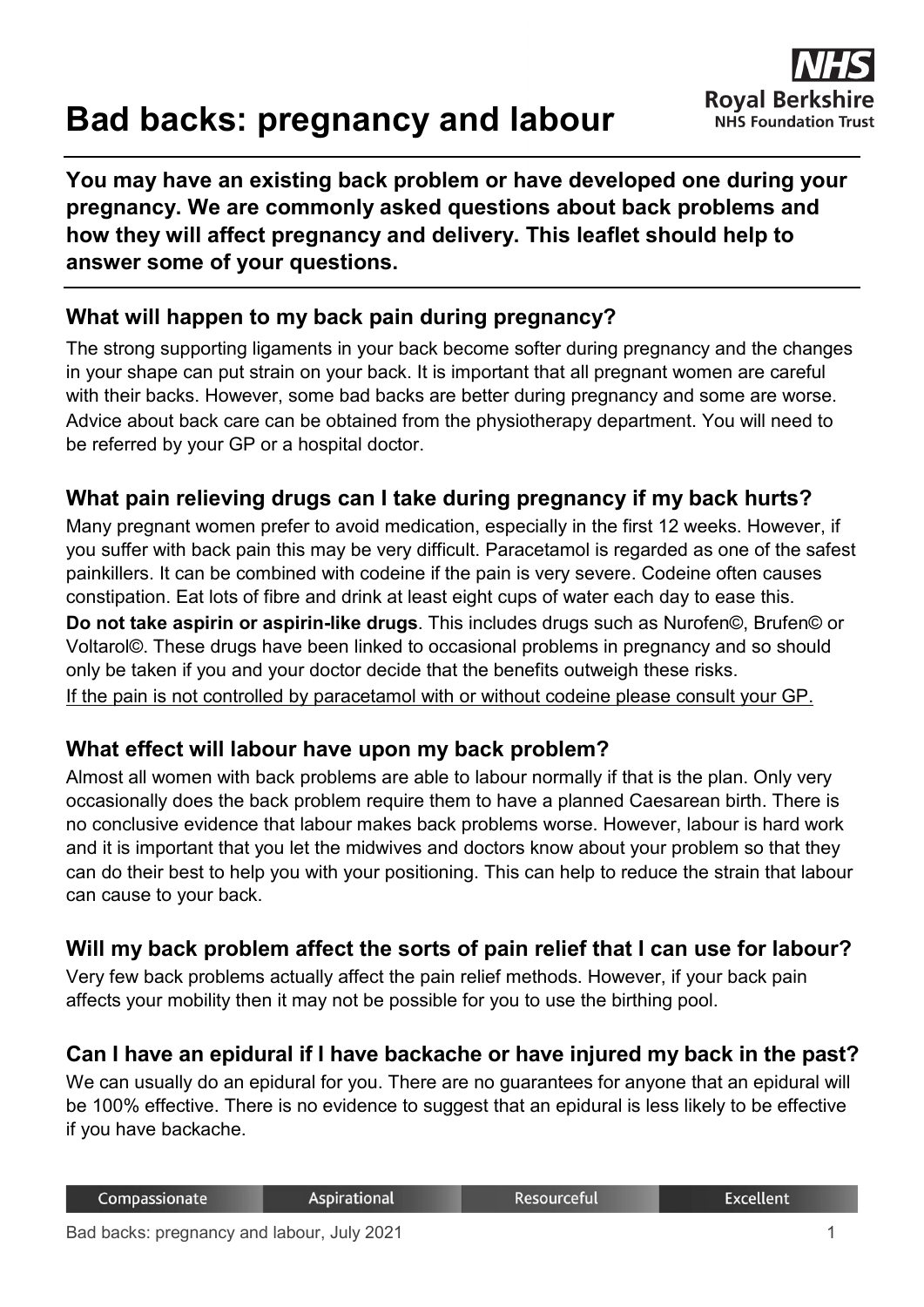# Bad backs: pregnancy and labour

**You may have an existing back problem or have developed one during your pregnancy. We are commonly asked questions about back problems and how they will affect pregnancy and delivery. This leaflet should help to answer some of your questions.**

## What will happen to my back pain during pregnancy?

The strong supporting ligaments in your back become softer during pregnancy and the changes in your shape can put strain on your back. It is important that all pregnant women are careful with their backs. However, some bad backs are better during pregnancy and some are worse. Advice about back care can be obtained from the physiotherapy department. You will need to be referred by your GP or a hospital doctor.

## What pain relieving drugs can I take during pregnancy if my back hurts?

Many pregnant women prefer to avoid medication, especially in the first 12 weeks. However, if you suffer with back pain this may be very difficult. Paracetamol is regarded as one of the safest painkillers. It can be combined with codeine if the pain is very severe. Codeine often causes constipation. Eat lots of fibre and drink at least eight cups of water each day to ease this.

**Do not take aspirin or aspirin-like drugs**. This includes drugs such as Nurofen©, Brufen© or Voltarol©. These drugs have been linked to occasional problems in pregnancy and so should only be taken if you and your doctor decide that the benefits outweigh these risks.

<u>If the pain is not controlled by paracetamol with or without codeine please consult your GP.</u>

## What effect will labour have upon my back problem?

Almost all women with back problems are able to labour normally if that is the plan. Only very occasionally does the back problem require them to have a planned Caesarean birth. There is no conclusive evidence that labour makes back problems worse. However, labour is hard work and it is important that you let the midwives and doctors know about your problem so that they can do their best to help you with your positioning. This can help to reduce the strain that labour can cause to your back.

## Will my back problem affect the sorts of pain relief that I can use for labour?

Very few back problems actually affect the pain relief methods. However, if your back pain affects your mobility then it may not be possible for you to use the birthing pool.

## Can I have an epidural if I have backache or have injured my back in the past?

We can usually do an epidural for you. There are no guarantees for anyone that an epidural will be 100% effective. There is no evidence to suggest that an epidural is less likely to be effective if you have backache.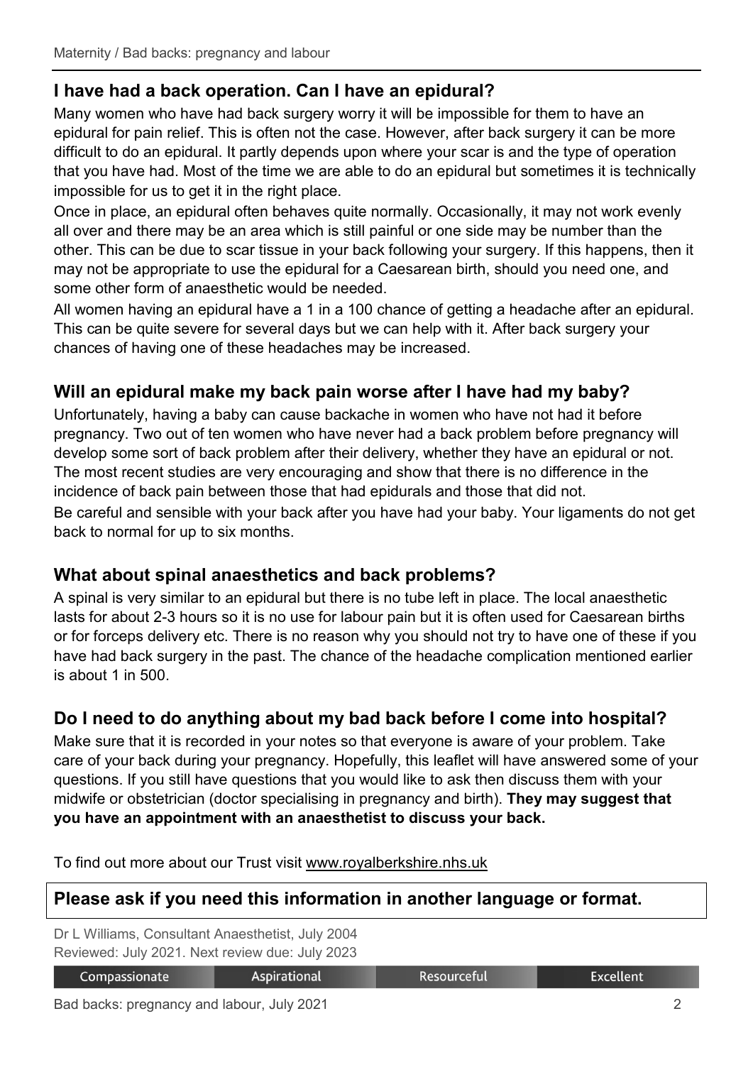## I have had a back operation. Can I have an epidural?

Many women who have had back surgery worry it will be impossible for them to have an epidural for pain relief. This is often not the case. However, after back surgery it can be more difficult to do an epidural. It partly depends upon where your scar is and the type of operation that you have had. Most of the time we are able to do an epidural but sometimes it is technically impossible for us to get it in the right place.

Once in place, an epidural often behaves quite normally. Occasionally, it may not work evenly all over and there may be an area which is still painful or one side may be number than the other. This can be due to scar tissue in your back following your surgery. If this happens, then it may not be appropriate to use the epidural for a Caesarean birth, should you need one, and some other form of anaesthetic would be needed.

All women having an epidural have a 1 in a 100 chance of getting a headache after an epidural. This can be quite severe for several days but we can help with it. After back surgery your chances of having one of these headaches may be increased.

## Will an epidural make my back pain worse after I have had my baby?

Unfortunately, having a baby can cause backache in women who have not had it before pregnancy. Two out of ten women who have never had a back problem before pregnancy will develop some sort of back problem after their delivery, whether they have an epidural or not. The most recent studies are very encouraging and show that there is no difference in the incidence of back pain between those that had epidurals and those that did not.

Be careful and sensible with your back after you have had your baby. Your ligaments do not get back to normal for up to six months.

## What about spinal anaesthetics and back problems?

A spinal is very similar to an epidural but there is no tube left in place. The local anaesthetic lasts for about 2-3 hours so it is no use for labour pain but it is often used for Caesarean births or for forceps delivery etc. There is no reason why you should not try to have one of these if you have had back surgery in the past. The chance of the headache complication mentioned earlier is about 1 in 500.

## Do I need to do anything about my bad back before I come into hospital?

Make sure that it is recorded in your notes so that everyone is aware of your problem. Take care of your back during your pregnancy. Hopefully, this leaflet will have answered some of your questions. If you still have questions that you would like to ask then discuss them with your midwife or obstetrician (doctor specialising in pregnancy and birth). **They may suggest that you have an appointment with an anaesthetist to discuss your back.**

To find out more about our Trust visit www.royalberkshire.nhs.uk

**Please ask if you need this information in another language or format.**

Dr L Williams, Consultant Anaesthetist, July 2004
Reviewed: July 2021. Next review due: July 2023

Compassionate | Aspirational | Resourceful | Excellent